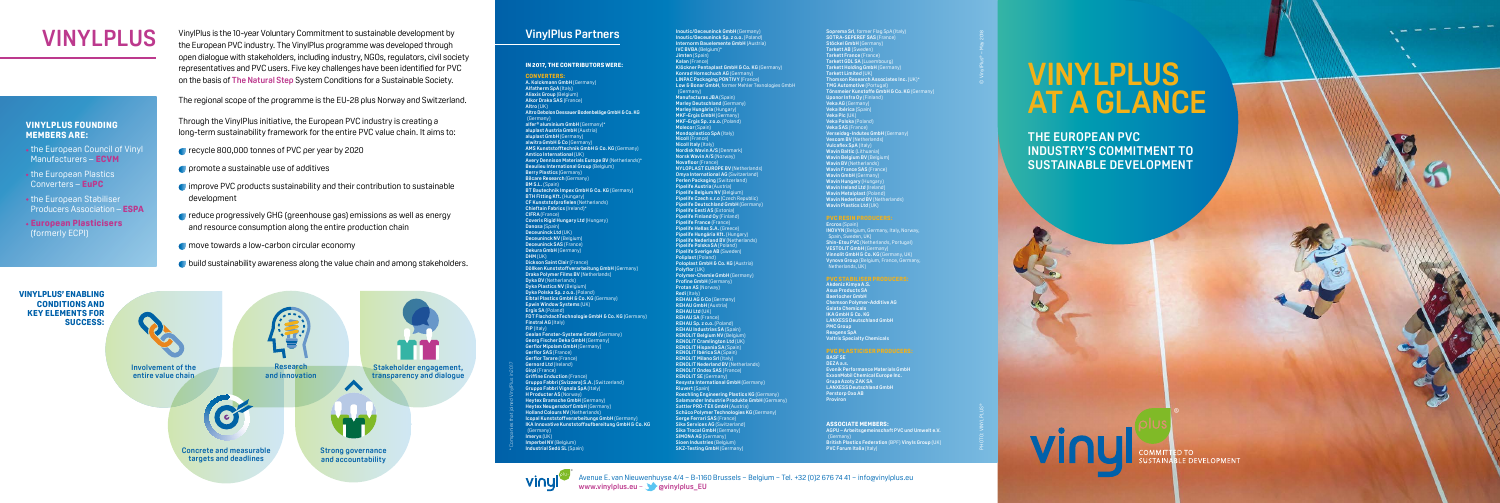# VINYLPLUS

VinylPlus is the 10-year Voluntary Commitment to sustainable development by the European PVC industry. The VinylPlus programme was developed through open dialogue with stakeholders, including industry, NGOs, regulators, civil society representatives and PVC users. Five key challenges have been identified for PVC on the basis of **The Natural Step** System Conditions for a Sustainable Society.

The regional scope of the programme is the EU-28 plus Norway and Switzerland.

Through the VinylPlus initiative, the European PVC industry is creating a long-term sustainability framework for the entire PVC value chain. It aims to:

- recycle 800,000 tonnes of PVC per year by 2020
- promote a sustainable use of additives
- improve PVC products sustainability and their contribution to sustainable development
- reduce progressively GHG (greenhouse gas) emissions as well as energy and resource consumption along the entire production chain
- move towards a low-carbon circular economy
- build sustainability awareness along the value chain and among stakeholders.

### VINYLPLUS FOUNDING MEMBERS ARE:

- the European Council of Vinyl Manufacturers – **ECVM**
- the European Plastics Converters – **EuPC**
- the European Stabiliser Producers Association – **ESPA**
- **European Plasticisers** (formerly ECPI)

### VINYLPLUS' ENABLING CONDITIONS AND KEY ELEMENTS FOR SUCCESS:

- Involvement of the entire value chain
- Research and innovation
- Stakeholder engagement, transparency and dialogue
- Concrete and measurable targets and deadlines
- Strong governance and accountability

## VinylPlus Partners

### IN 2017, THE CONTRIBUTORS WERE:

**CONVERTERS:**

A. Kolckmann GmbH (Germany)
Alfatherm SpA (Italy)
Aliaxis Group (Belgium)
Alkor Draka SAS (France)
Altro (UK)
Alwitra GmbH & Co. Klaus Göbel (Germany)
Alfa Saturn Dessauer Bodenbeläge GmbH & Co. KG (Germany)
alfer® aluminium GmbH (Germany)*
aluplast Austria GmbH (Austria)
aluplast GmbH (Germany)
alwitra GmbH & Co (Germany)
AMS Kunststofftechnik GmbH & Co. KG (Germany)
Armstrong DLW GmbH (Germany)
Amtico International (UK)
Avery Dennison Materials Europe BV (Netherlands)*
Beaulieu International Group (Belgium)
Berry Plastics (Germany)
Bilcare Research (Germany)
BM S.L. (Spain)
BT Bautechnik Impex GmbH & Co. KG (Germany)
BTH Fitting Kft. (Hungary)
CF Kunststofprofielen (Netherlands)
Chieftain Fabrics (Ireland)*
CIFRA (France)
Coveris Rigid Hungary Ltd (Hungary)
Danosa (Spain)
Deceuninck Ltd (UK)
Deceuninck NV (Belgium)
Deceuninck SAS (France)
Debolon GmbH (Germany)
DHM (UK)
Dickson Saint Clair (France)
Döllken Kunststoffverarbeitung GmbH (Germany)
Drake Polymer Films BV (Netherlands)
Dyka BV (Netherlands)
Dyka Plastics NV (Belgium)
Dyka Polska Sp. z o.o. (Poland)
Elbtal Plastics GmbH & Co. KG (Germany)
Epwin Window Systems (UK)
Ergis SA (Poland)
FDT FlachdachTechnologie GmbH & Co. KG (Germany)
Finstral AG (Italy)
FIP (Italy)
Gealan Fenster-Systeme GmbH (Germany)
Georg Fischer Deka GmbH (Germany)
Gerflor Mipolam GmbH (Germany)
Gerflor SAS (France)
Gerflor Tarare (France)
Genova Ltd (Ireland)
Girpi (France)
Griffine Enduction (France)
Gruppo Fabbri (Svizzera) S.A. (Switzerland)
Gruppo Fabbri Vignola SpA (Italy)
H Producter AS (Norway)
Heytex Bramsche GmbH (Germany)
Heytex Neugersdorf GmbH (Germany)
Holland Colours NV (Netherlands)
Icopal Kunststoffverarbeitungs GmbH (Germany)
IKA Innovative Kunststoffaufbereitung GmbH & Co. KG (Germany)
Imerys (UK)
Imperbel NV (Belgium)
Industrial Sedó SL (Spain)
Inoutic/Deceuninck GmbH (Germany)
Inoutic/Deceuninck Sp. z o.o. (Poland)
Internorm Bauelemente GmbH (Austria)
IVC BVBA (Belgium)*
Jimten (Spain)
Kalan (France)
Klöckner Pentaplast GmbH & Co. KG (Germany)
Konrad Hornschuch AG (Germany)
LINPAC Packaging PONTIVY (France)
Low & Bonar GmbH, former Mehler Texnologies GmbH (Germany)
Manufacturas JBA (Spain)
Marley Deutschland (Germany)
Marley Hungária (Hungary)
MKF-Ergis GmbH (Germany)
MKF-Ergis Sp. z o.o. (Poland)
Molecor (Spain)
Mondoplastico SpA (Italy)
Nicoll (France)
Nicoll Italy (Italy)
Nordisk Wavin A/S (Denmark)
Norsk Wavin A/S (Norway)
Novafloor (France)
NYLOPLAST EUROPE BV (Netherlands)
Omya International AG (Switzerland)
Perlen Packaging (Switzerland)
Pipelife Austria (Austria)
Pipelife Belgium NV (Belgium)
Pipelife Czech s.r.o (Czech Republic)
Pipelife Deutschland GmbH (Germany)
Pipelife Eesti AS (Estonia)
Pipelife Finland Oy (Finland)
Pipelife France (France)
Pipelife Hellas S.A. (Greece)
Pipelife Hungária Kft. (Hungary)
Pipelife Nederland BV (Netherlands)
Pipelife Polska SA (Poland)
Pipelife Sverige AB (Sweden)
Poliplast (Poland)
Poloplast GmbH & Co. KG (Austria)
Polyflor (UK)
Polymer-Chemie GmbH (Germany)
Profine GmbH (Germany)
Protan AS (Norway)
Redi (Italy)
REHAU AG & Co (Germany)
REHAU GmbH (Austria)
REHAU Ltd (UK)
REHAU SA (France)
REHAU Sp. z o.o. (Poland)
REHAU Industrias SA (Spain)
RENOLIT Belgium NV (Belgium)
RENOLIT Cramlington Ltd (UK)
RENOLIT Hispania SA (Spain)
RENOLIT Ibérica SA (Spain)
RENOLIT Milano Srl (Italy)
RENOLIT Nederland BV (Netherlands)
RENOLIT Ondex SAS (France)
RENOLIT SE (Germany)
Resysta International GmbH (Germany)
Riuvert (Spain)
Roechling Engineering Plastics KG (Germany)
Salamander Industrie Produkte GmbH (Germany)
Sattler PRO-TEX GmbH (Austria)
Schüco Polymer Technologies KG (Germany)
Serge Ferrari SAS (France)
Sika Services AG (Switzerland)
Sika Trocal GmbH (Germany)
SIMONA AG (Germany)
Sioen Industries (Belgium)
SKZ-Testing GmbH (Germany)
Soprema Srl, former Flag SpA (Italy)
SOTRA-SEPEREF SAS (France)
Stöckel GmbH (Germany)
Tarkett AB (Sweden)
Tarkett France (France)
Tarkett GDL SA (Luxembourg)
Tarkett Holding GmbH (Germany)
Tarkett Limited (UK)
Thomson Research Associates Inc. (UK)*
TMG Automotive (Portugal)
Tönsmeier Kunststoffe GmbH & Co. KG (Germany)
Uponor Infra Oy (Finland)
Veka AG (Germany)
Veka Ibérica (Spain)
Veka Plc (UK)
Veka Polska (Poland)
Veka SAS (France)
Verseidag-Indutex GmbH (Germany)
Vescom BV (Netherlands)
VulcaFlex SpA (Italy)
Wavin Baltic (Lithuania)
Wavin Belgium BV (Belgium)
Wavin BV (Netherlands)
Wavin France SAS (France)
Wavin GmbH (Germany)
Wavin Hungary (Hungary)
Wavin Ireland Ltd (Ireland)
Wavin Metalplast (Poland)
Wavin Nederland BV (Netherlands)
Wavin Plastics Ltd (UK)

**PVC RESIN PRODUCERS:**

Ercros (Spain)
INOVYN (Belgium, Germany, Italy, Norway, Spain, Sweden, UK)
Shin-Etsu PVC (Netherlands, Portugal)
VESTOLIT GmbH (Germany)
Vinnolit GmbH & Co. KG (Germany, UK)
Vynova Group (Belgium, France, Germany, Netherlands, UK)

**PVC STABILISER PRODUCERS:**

Akdeniz Kimya A.S.
Asua Products SA
Baerlocher GmbH
Chemson Polymer-Additive AG
Galata Chemicals
IKA GmbH & Co. KG
LANXESS Deutschland GmbH
PMC Group
Reagens SpA
Valtris Specialty Chemicals

**PVC PLASTICISER PRODUCERS:**

BASF SE
DEZA a.s.
Evonik Performance Materials GmbH
ExxonMobil Chemical Europe Inc.
Grupa Azoty ZAK SA
LANXESS Deutschland GmbH
Perstorp Oxo AB
Proviron

**ASSOCIATE MEMBERS:**

AGPU – Arbeitsgemeinschaft PVC und Umwelt e.V. (Germany)
British Plastics Federation (BPF) Vinyls Group (UK)
PVC Forum Italia (Italy)

\* Companies that joined VinylPlus in 2017

Avenue E. van Nieuwenhuyse 4/4 – B-1160 Brussels – Belgium – Tel. +32 (0)2 676 74 41 – info@vinylplus.eu
www.vinylplus.eu – @vinylplus_EU

# VINYLPLUS AT A GLANCE

## THE EUROPEAN PVC INDUSTRY'S COMMITMENT TO SUSTAINABLE DEVELOPMENT

vinyl plus – COMMITTED TO SUSTAINABLE DEVELOPMENT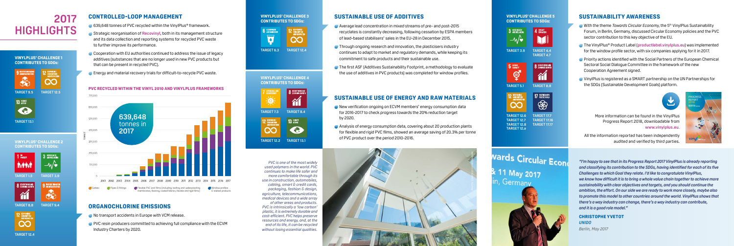# 2017 HIGHLIGHTS

**VINYLPLUS' CHALLENGE 1 CONTRIBUTES TO SDGs:**

9 INDUSTRY, INNOVATION AND INFRASTRUCTURE — TARGET 9.5
12 RESPONSIBLE CONSUMPTION AND PRODUCTION — TARGET 12.5
13 CLIMATE ACTION — TARGET 13.1

**VINYLPLUS' CHALLENGE 2 CONTRIBUTES TO SDGs:**

1 NO POVERTY — TARGET 1.5
3 GOOD HEALTH AND WELL-BEING — TARGET 3.9
8 DECENT WORK AND ECONOMIC GROWTH — TARGET 8.8
9 INDUSTRY, INNOVATION AND INFRASTRUCTURE — TARGET 9.4
12 RESPONSIBLE CONSUMPTION AND PRODUCTION — TARGET 12.4

## CONTROLLED-LOOP MANAGEMENT

- 639,648 tonnes of PVC recycled within the VinylPlus® framework.
- Strategic reorganisation of **Recovinyl**, both in its management structure and its data collection and reporting systems for recycled PVC waste to further improve its performance.
- Cooperation with EU authorities continued to address the issue of legacy additives (substances that are no longer used in new PVC products but that can be present in recycled PVC).
- Energy and material recovery trials for difficult-to-recycle PVC waste.

### PVC RECYCLED WITHIN THE VINYL 2010 AND VINYLPLUS FRAMEWORKS

TONNES
700,000
600,000
500,000
400,000
300,000
200,000
100,000
0
2001 2002 2003 2004 2005 2006 2007 2008 2009 2010 2011 2012 2013 2014 2015 2016 2017

639,648 tonnes in 2017

Cables | Pipes & fittings | Flexible PVC and films (including roofing and waterproofing membranes, flooring, coated fabrics, flexible and rigid films) | Window profiles & related products

## ORGANOCHLORINE EMISSIONS

- No transport accidents in Europe with VCM release.
- PVC resin producers committed to achieving full compliance with the ECVM Industry Charters by 2020.

**VINYLPLUS' CHALLENGE 3 CONTRIBUTES TO SDGs:**

6 CLEAN WATER AND SANITATION — TARGET 6.3
12 RESPONSIBLE CONSUMPTION AND PRODUCTION — TARGET 12.4

**VINYLPLUS' CHALLENGE 4 CONTRIBUTES TO SDGs:**

7 AFFORDABLE AND CLEAN ENERGY — TARGET 7.3
8 DECENT WORK AND ECONOMIC GROWTH — TARGET 8.4
12 RESPONSIBLE CONSUMPTION AND PRODUCTION — TARGET 12.2
13 CLIMATE ACTION — TARGET 13.1

*PVC is one of the most widely used polymers in the world. PVC continues to make life safer and more comfortable through its use in construction, automobiles, cabling, smart & credit cards, packaging, fashion & design, agriculture, telecommunications, medical devices and a wide range of other areas and products. PVC is intrinsically a 'low carbon' plastic, it is extremely durable and cost-efficient. PVC helps preserve resources and energy, and, at the end of its life, it can be recycled without losing essential qualities.*

## SUSTAINABLE USE OF ADDITIVES

- Average lead concentration in mixed streams of pre- and post-2015 recyclates is constantly decreasing, following cessation by ESPA members of lead-based stabilisers' sales in the EU-28 in December 2015.
- Through ongoing research and innovation, the plasticisers industry continues to adapt to market and regulatory demands, while keeping its commitment to safe products and their sustainable use.
- The first ASF (Additives Sustainability Footprint, a methodology to evaluate the use of additives in PVC products) was completed for window profiles.

## SUSTAINABLE USE OF ENERGY AND RAW MATERIALS

- New verification ongoing on ECVM members' energy consumption data for 2016-2017 to check progress towards the 20% reduction target by 2020.
- Analysis of energy consumption data, covering about 20 production plants for flexible and rigid PVC films, showed an average saving of 20.3% per tonne of PVC product over the period 2010-2016.

**VINYLPLUS' CHALLENGE 5 CONTRIBUTES TO SDGs:**

3 GOOD HEALTH AND WELL-BEING — TARGET 3.9
4 QUALITY EDUCATION — TARGET 4.4, TARGET 4.7
5 GENDER EQUALITY — TARGET 5.1
8 DECENT WORK AND ECONOMIC GROWTH — TARGET 8.8
12 RESPONSIBLE CONSUMPTION AND PRODUCTION — TARGET 12.6, TARGET 12.7, TARGET 12.8, TARGET 12.a
17 PARTNERSHIPS FOR THE GOALS — TARGET 17.7, TARGET 17.16, TARGET 17.17

## SUSTAINABILITY AWARENESS

- With the theme *Towards Circular Economy*, the 5th VinylPlus Sustainability Forum, in Berlin, Germany, discussed Circular Economy policies and the PVC sector contribution to this key objective of the EU.
- The VinylPlus® Product Label (**productlabel.vinylplus.eu**) was implemented for the window profile sector, with six companies applying for it in 2017.
- Priority actions identified with the Social Partners of the European Chemical Sectoral Social Dialogue Committee in the framework of the new Cooperation Agreement signed.
- VinylPlus is registered as a SMART partnership on the UN Partnerships for the SDGs (Sustainable Development Goals) platform.

More information can be found in the VinylPlus Progress Report 2018, downloadable from **www.vinylplus.eu**.

All the information reported has been independently audited and verified by third parties.

wards Circular Econ
& 11 May 2017
in, Germany

***"I'm happy to see that in its Progress Report 2017 VinylPlus is already reporting and classifying its contribution to the SDGs, having identified for each of its five Challenges to which Goal they relate. I'd like to congratulate VinylPlus, we know how difficult it is to bring a whole value chain together to achieve more sustainability with clear objectives and targets, and you should continue the ambition, the effort. On our side we are ready to work more closely, maybe also to promote this model to other countries around the world. VinylPlus shows that there's a way industry can change, there's a way industry can contribute, and it is a good role model."***

**CHRISTOPHE YVETOT**
*UNIDO*
*Berlin, May 2017*